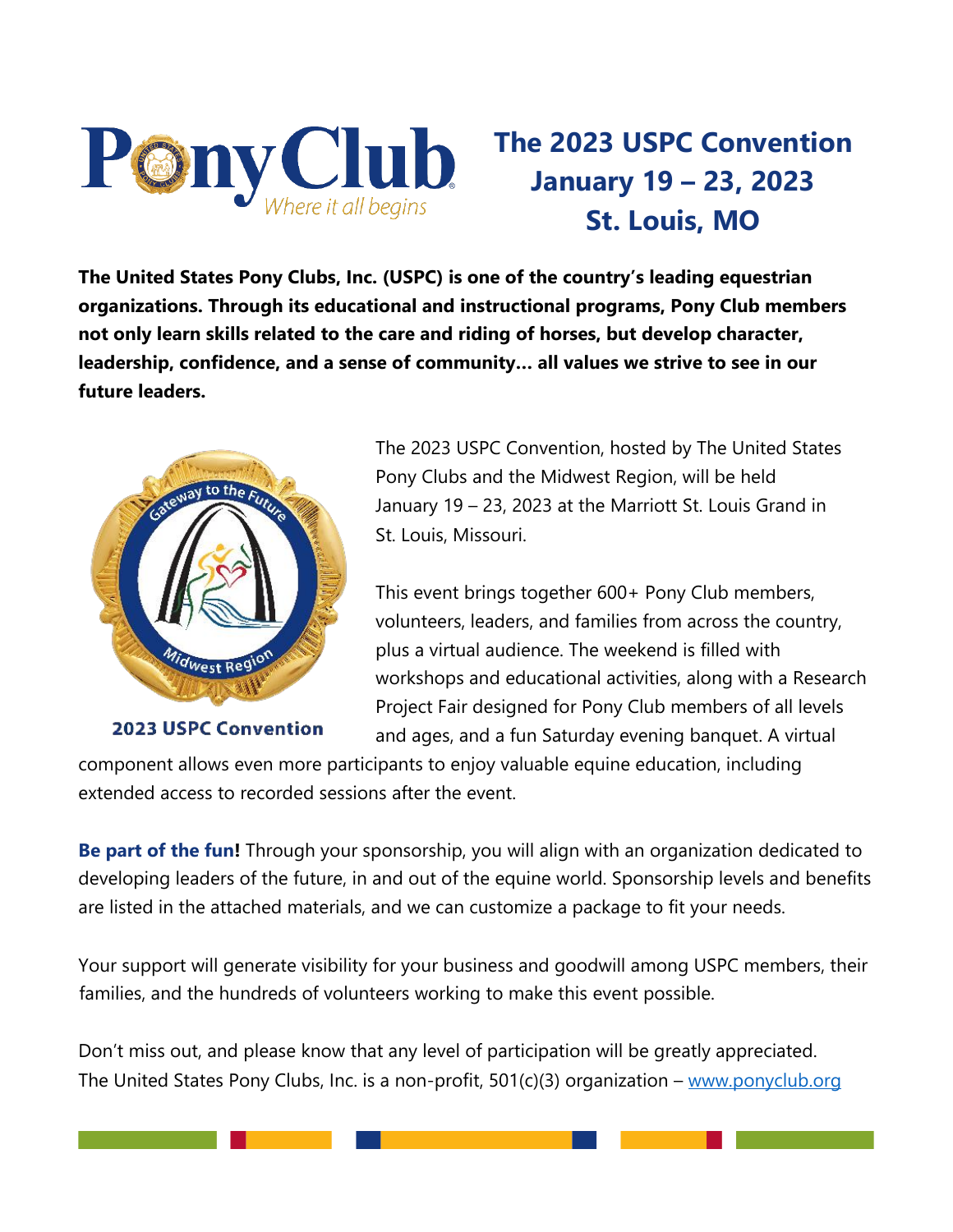# The 2023 USPC Convention
## January 19 – 23, 2023
## St. Louis, MO

**The United States Pony Clubs, Inc. (USPC) is one of the country's leading equestrian organizations. Through its educational and instructional programs, Pony Club members not only learn skills related to the care and riding of horses, but develop character, leadership, confidence, and a sense of community… all values we strive to see in our future leaders.**

2023 USPC Convention

The 2023 USPC Convention, hosted by The United States Pony Clubs and the Midwest Region, will be held January 19 – 23, 2023 at the Marriott St. Louis Grand in St. Louis, Missouri.

This event brings together 600+ Pony Club members, volunteers, leaders, and families from across the country, plus a virtual audience. The weekend is filled with workshops and educational activities, along with a Research Project Fair designed for Pony Club members of all levels and ages, and a fun Saturday evening banquet. A virtual component allows even more participants to enjoy valuable equine education, including extended access to recorded sessions after the event.

**Be part of the fun!** Through your sponsorship, you will align with an organization dedicated to developing leaders of the future, in and out of the equine world. Sponsorship levels and benefits are listed in the attached materials, and we can customize a package to fit your needs.

Your support will generate visibility for your business and goodwill among USPC members, their families, and the hundreds of volunteers working to make this event possible.

Don't miss out, and please know that any level of participation will be greatly appreciated. The United States Pony Clubs, Inc. is a non-profit, 501(c)(3) organization – www.ponyclub.org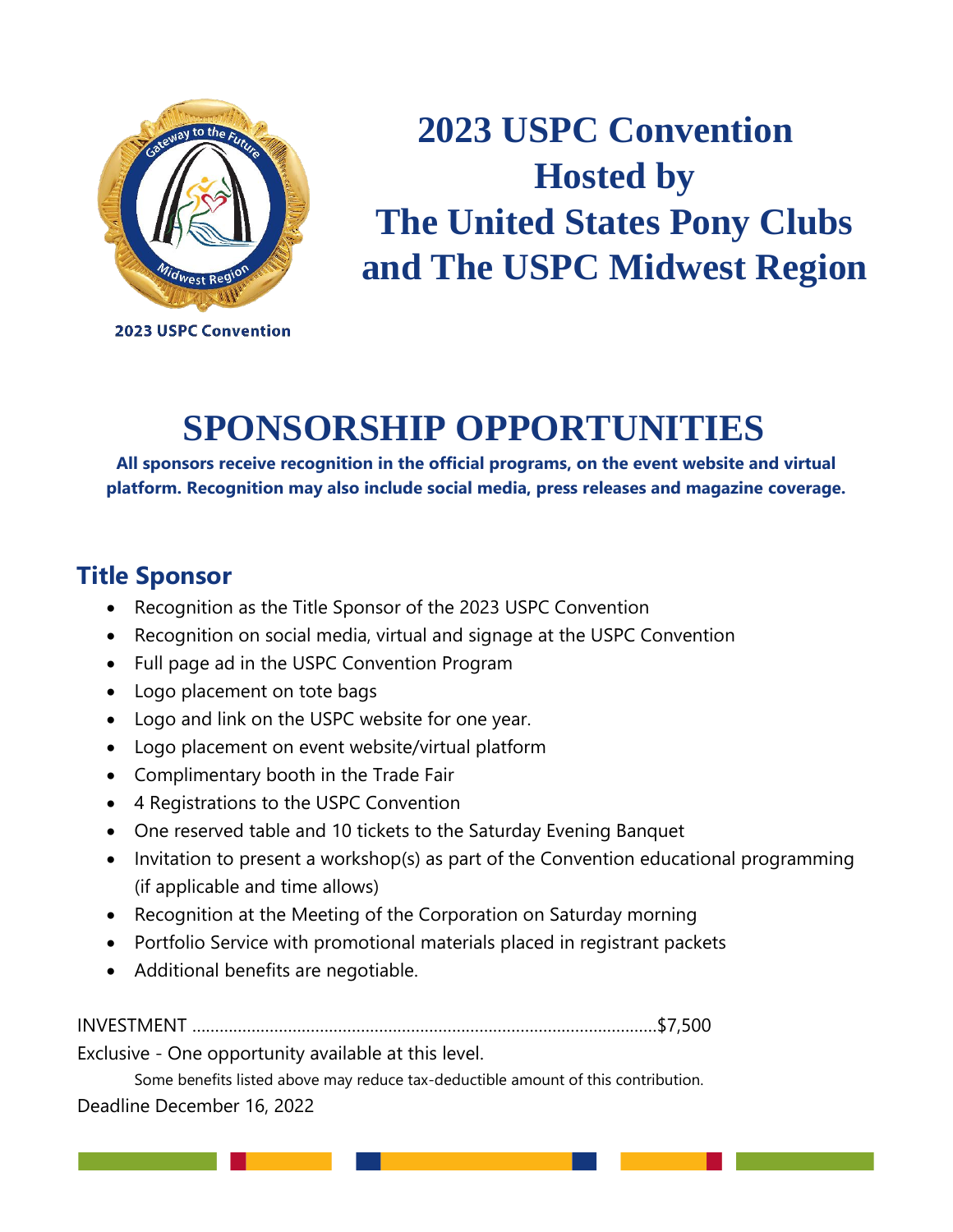# 2023 USPC Convention Hosted by The United States Pony Clubs and The USPC Midwest Region

2023 USPC Convention

# SPONSORSHIP OPPORTUNITIES

**All sponsors receive recognition in the official programs, on the event website and virtual platform. Recognition may also include social media, press releases and magazine coverage.**

## Title Sponsor

- Recognition as the Title Sponsor of the 2023 USPC Convention
- Recognition on social media, virtual and signage at the USPC Convention
- Full page ad in the USPC Convention Program
- Logo placement on tote bags
- Logo and link on the USPC website for one year.
- Logo placement on event website/virtual platform
- Complimentary booth in the Trade Fair
- 4 Registrations to the USPC Convention
- One reserved table and 10 tickets to the Saturday Evening Banquet
- Invitation to present a workshop(s) as part of the Convention educational programming (if applicable and time allows)
- Recognition at the Meeting of the Corporation on Saturday morning
- Portfolio Service with promotional materials placed in registrant packets
- Additional benefits are negotiable.

INVESTMENT ......................................................................................................$7,500

Exclusive - One opportunity available at this level.

Some benefits listed above may reduce tax-deductible amount of this contribution.

Deadline December 16, 2022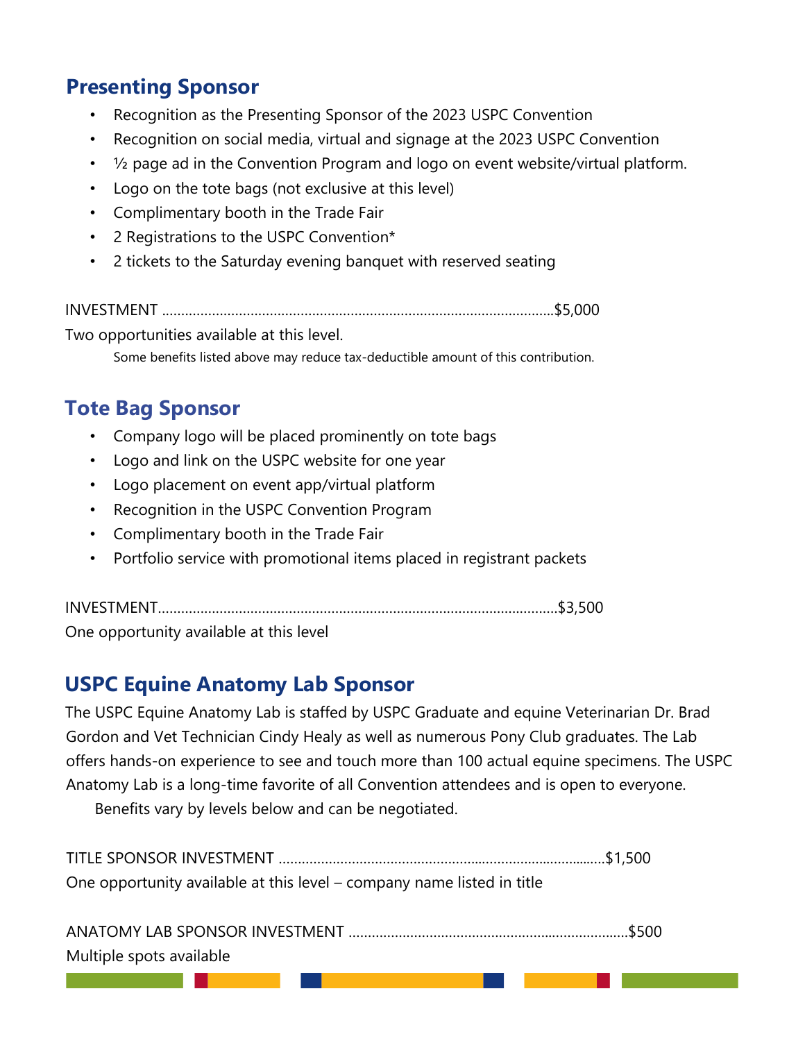## Presenting Sponsor

- Recognition as the Presenting Sponsor of the 2023 USPC Convention
- Recognition on social media, virtual and signage at the 2023 USPC Convention
- ½ page ad in the Convention Program and logo on event website/virtual platform.
- Logo on the tote bags (not exclusive at this level)
- Complimentary booth in the Trade Fair
- 2 Registrations to the USPC Convention*
- 2 tickets to the Saturday evening banquet with reserved seating

INVESTMENT ....................................................................................................$5,000

Two opportunities available at this level.

Some benefits listed above may reduce tax-deductible amount of this contribution.

## Tote Bag Sponsor

- Company logo will be placed prominently on tote bags
- Logo and link on the USPC website for one year
- Logo placement on event app/virtual platform
- Recognition in the USPC Convention Program
- Complimentary booth in the Trade Fair
- Portfolio service with promotional items placed in registrant packets

INVESTMENT.......................................................................................................$3,500

One opportunity available at this level

## USPC Equine Anatomy Lab Sponsor

The USPC Equine Anatomy Lab is staffed by USPC Graduate and equine Veterinarian Dr. Brad Gordon and Vet Technician Cindy Healy as well as numerous Pony Club graduates. The Lab offers hands-on experience to see and touch more than 100 actual equine specimens. The USPC Anatomy Lab is a long-time favorite of all Convention attendees and is open to everyone.

Benefits vary by levels below and can be negotiated.

TITLE SPONSOR INVESTMENT ....................................................................................$1,500

One opportunity available at this level – company name listed in title

ANATOMY LAB SPONSOR INVESTMENT .......................................................................$500

Multiple spots available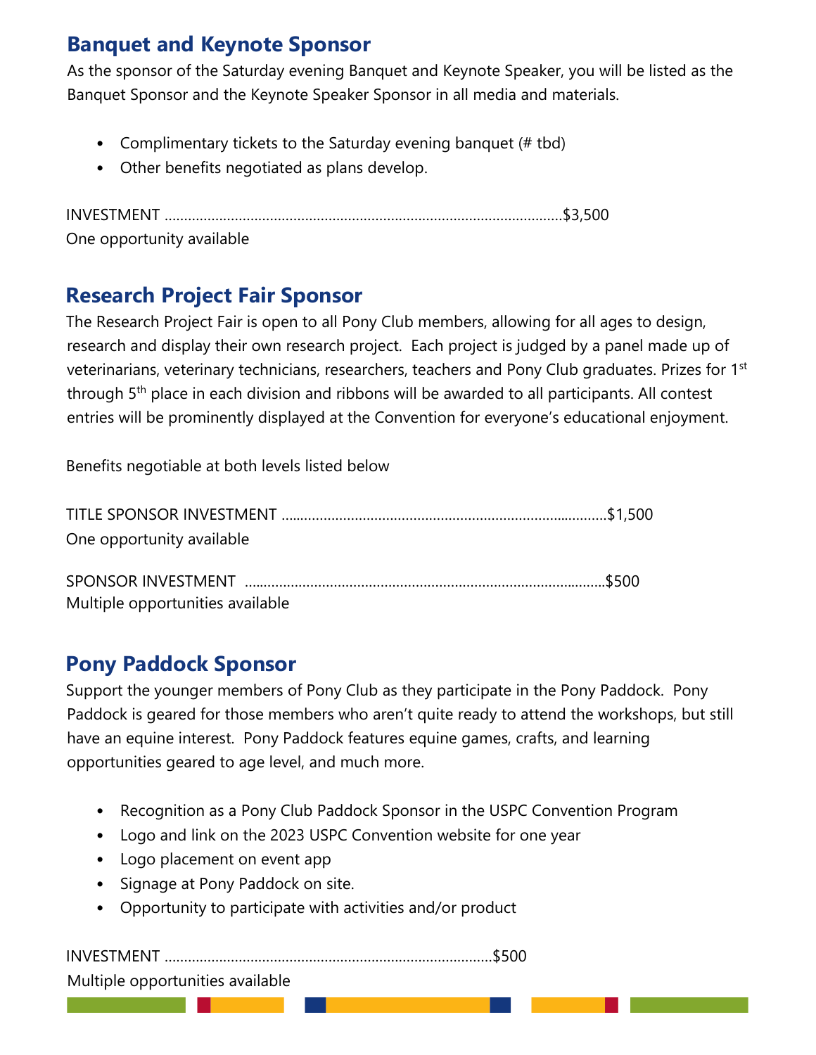## Banquet and Keynote Sponsor

As the sponsor of the Saturday evening Banquet and Keynote Speaker, you will be listed as the Banquet Sponsor and the Keynote Speaker Sponsor in all media and materials.

- Complimentary tickets to the Saturday evening banquet (# tbd)
- Other benefits negotiated as plans develop.

INVESTMENT ..........................................................................................................$3,500
One opportunity available

## Research Project Fair Sponsor

The Research Project Fair is open to all Pony Club members, allowing for all ages to design, research and display their own research project. Each project is judged by a panel made up of veterinarians, veterinary technicians, researchers, teachers and Pony Club graduates. Prizes for 1st through 5th place in each division and ribbons will be awarded to all participants. All contest entries will be prominently displayed at the Convention for everyone's educational enjoyment.

Benefits negotiable at both levels listed below

TITLE SPONSOR INVESTMENT ..................................................................................$1,500
One opportunity available

SPONSOR INVESTMENT ..........................................................................................$500
Multiple opportunities available

## Pony Paddock Sponsor

Support the younger members of Pony Club as they participate in the Pony Paddock. Pony Paddock is geared for those members who aren't quite ready to attend the workshops, but still have an equine interest. Pony Paddock features equine games, crafts, and learning opportunities geared to age level, and much more.

- Recognition as a Pony Club Paddock Sponsor in the USPC Convention Program
- Logo and link on the 2023 USPC Convention website for one year
- Logo placement on event app
- Signage at Pony Paddock on site.
- Opportunity to participate with activities and/or product

INVESTMENT ..................................................................................$500
Multiple opportunities available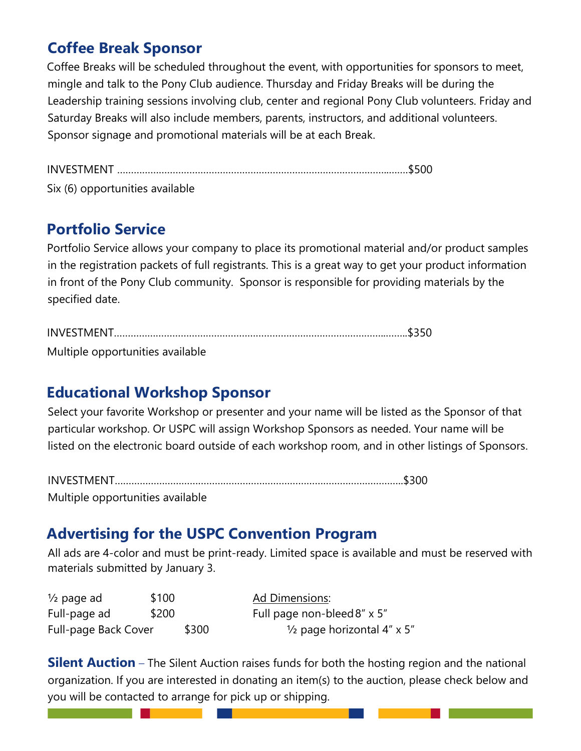## Coffee Break Sponsor

Coffee Breaks will be scheduled throughout the event, with opportunities for sponsors to meet, mingle and talk to the Pony Club audience. Thursday and Friday Breaks will be during the Leadership training sessions involving club, center and regional Pony Club volunteers. Friday and Saturday Breaks will also include members, parents, instructors, and additional volunteers. Sponsor signage and promotional materials will be at each Break.

INVESTMENT ........................................................................................................$500
Six (6) opportunities available

## Portfolio Service

Portfolio Service allows your company to place its promotional material and/or product samples in the registration packets of full registrants. This is a great way to get your product information in front of the Pony Club community. Sponsor is responsible for providing materials by the specified date.

INVESTMENT.........................................................................................................$350
Multiple opportunities available

## Educational Workshop Sponsor

Select your favorite Workshop or presenter and your name will be listed as the Sponsor of that particular workshop. Or USPC will assign Workshop Sponsors as needed. Your name will be listed on the electronic board outside of each workshop room, and in other listings of Sponsors.

INVESTMENT.........................................................................................................$300
Multiple opportunities available

## Advertising for the USPC Convention Program

All ads are 4-color and must be print-ready. Limited space is available and must be reserved with materials submitted by January 3.

| Ad | Price |
|---|---|
| ½ page ad | $100 |
| Full-page ad | $200 |
| Full-page Back Cover | $300 |

Ad Dimensions:
Full page non-bleed 8″ x 5″
½ page horizontal 4″ x 5″

**Silent Auction** – The Silent Auction raises funds for both the hosting region and the national organization. If you are interested in donating an item(s) to the auction, please check below and you will be contacted to arrange for pick up or shipping.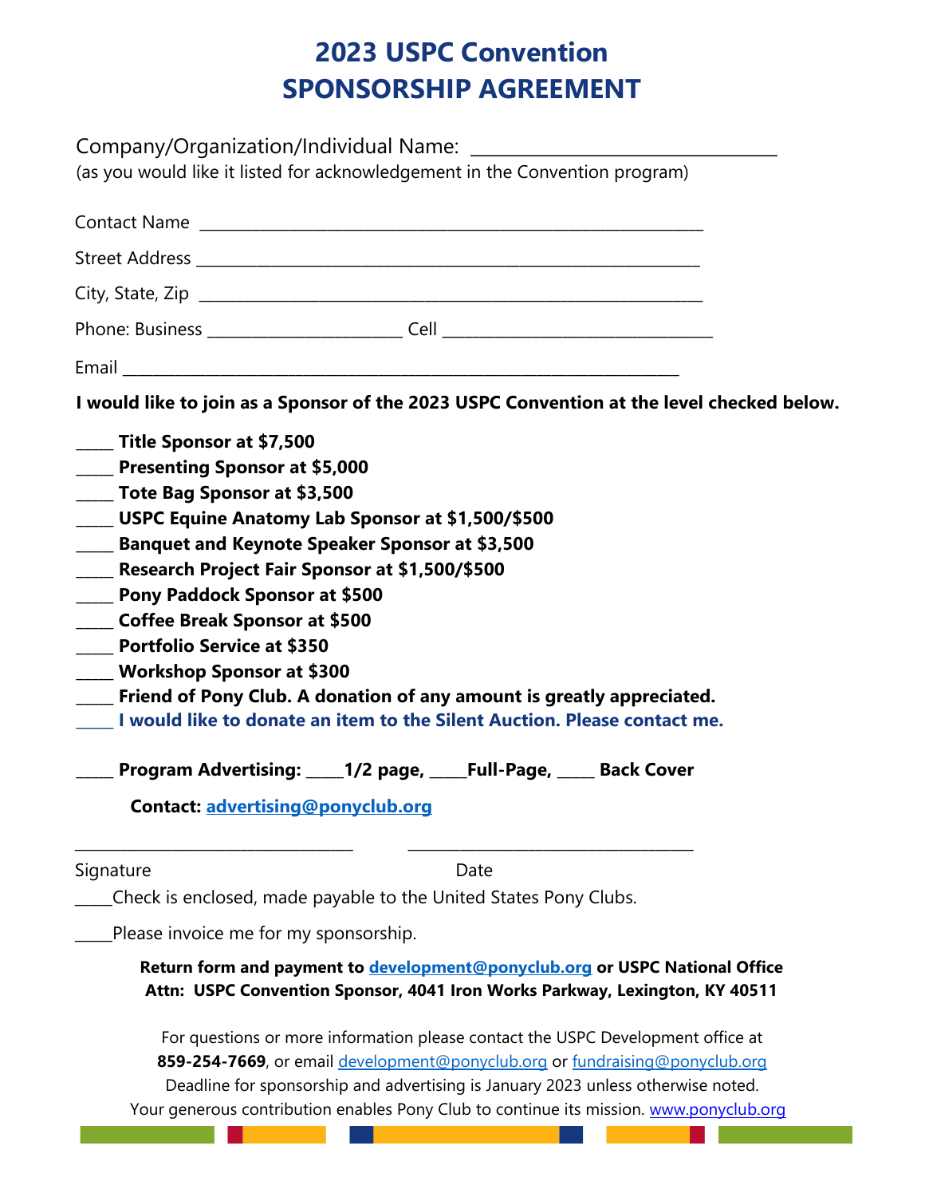# 2023 USPC Convention
# SPONSORSHIP AGREEMENT

Company/Organization/Individual Name: ________________________________
(as you would like it listed for acknowledgement in the Convention program)

Contact Name ____________________________________________________________

Street Address ___________________________________________________________

City, State, Zip ___________________________________________________________

Phone: Business ______________________ Cell _______________________________

Email ___________________________________________________________________

**I would like to join as a Sponsor of the 2023 USPC Convention at the level checked below.**

_____ **Title Sponsor at $7,500**
_____ **Presenting Sponsor at $5,000**
_____ **Tote Bag Sponsor at $3,500**
_____ **USPC Equine Anatomy Lab Sponsor at $1,500/$500**
_____ **Banquet and Keynote Speaker Sponsor at $3,500**
_____ **Research Project Fair Sponsor at $1,500/$500**
_____ **Pony Paddock Sponsor at $500**
_____ **Coffee Break Sponsor at $500**
_____ **Portfolio Service at $350**
_____ **Workshop Sponsor at $300**
_____ **Friend of Pony Club. A donation of any amount is greatly appreciated.**
_____ **I would like to donate an item to the Silent Auction. Please contact me.**

_____ **Program Advertising: _____1/2 page, _____Full-Page, _____ Back Cover**

**Contact: advertising@ponyclub.org**

_________________________________ _________________________________
Signature Date

_____Check is enclosed, made payable to the United States Pony Clubs.

_____Please invoice me for my sponsorship.

**Return form and payment to development@ponyclub.org or USPC National Office Attn: USPC Convention Sponsor, 4041 Iron Works Parkway, Lexington, KY 40511**

For questions or more information please contact the USPC Development office at **859-254-7669**, or email development@ponyclub.org or fundraising@ponyclub.org
Deadline for sponsorship and advertising is January 2023 unless otherwise noted.
Your generous contribution enables Pony Club to continue its mission. www.ponyclub.org